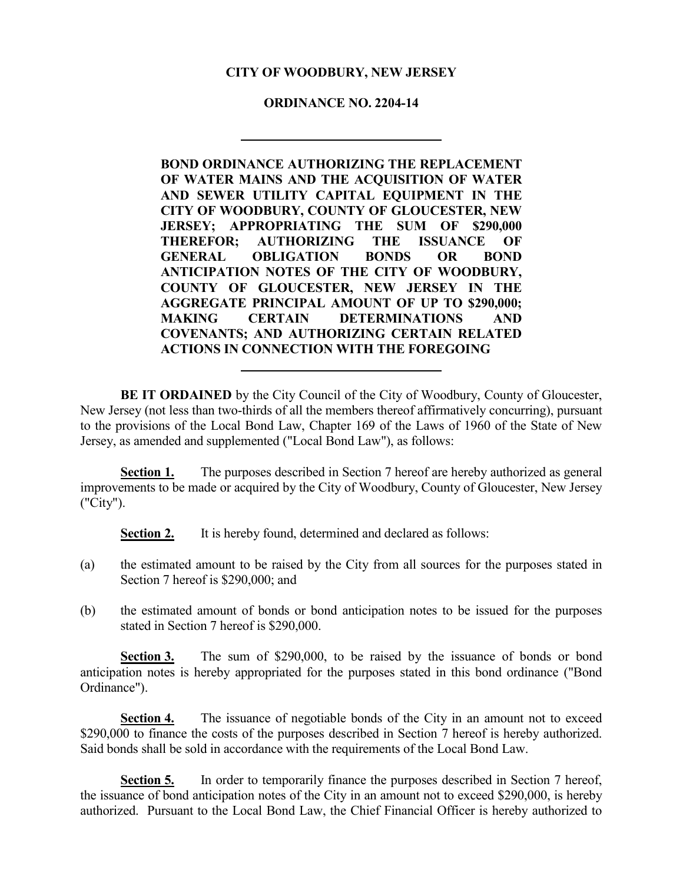**CITY OF WOODBURY, NEW JERSEY**

**ORDINANCE NO. 2204-14**

---

**BOND ORDINANCE AUTHORIZING THE REPLACEMENT OF WATER MAINS AND THE ACQUISITION OF WATER AND SEWER UTILITY CAPITAL EQUIPMENT IN THE CITY OF WOODBURY, COUNTY OF GLOUCESTER, NEW JERSEY; APPROPRIATING THE SUM OF $290,000 THEREFOR; AUTHORIZING THE ISSUANCE OF GENERAL OBLIGATION BONDS OR BOND ANTICIPATION NOTES OF THE CITY OF WOODBURY, COUNTY OF GLOUCESTER, NEW JERSEY IN THE AGGREGATE PRINCIPAL AMOUNT OF UP TO $290,000; MAKING CERTAIN DETERMINATIONS AND COVENANTS; AND AUTHORIZING CERTAIN RELATED ACTIONS IN CONNECTION WITH THE FOREGOING**

---

**BE IT ORDAINED** by the City Council of the City of Woodbury, County of Gloucester, New Jersey (not less than two-thirds of all the members thereof affirmatively concurring), pursuant to the provisions of the Local Bond Law, Chapter 169 of the Laws of 1960 of the State of New Jersey, as amended and supplemented ("Local Bond Law"), as follows:

**Section 1.** The purposes described in Section 7 hereof are hereby authorized as general improvements to be made or acquired by the City of Woodbury, County of Gloucester, New Jersey ("City").

**Section 2.** It is hereby found, determined and declared as follows:

(a) the estimated amount to be raised by the City from all sources for the purposes stated in Section 7 hereof is $290,000; and

(b) the estimated amount of bonds or bond anticipation notes to be issued for the purposes stated in Section 7 hereof is $290,000.

**Section 3.** The sum of $290,000, to be raised by the issuance of bonds or bond anticipation notes is hereby appropriated for the purposes stated in this bond ordinance ("Bond Ordinance").

**Section 4.** The issuance of negotiable bonds of the City in an amount not to exceed $290,000 to finance the costs of the purposes described in Section 7 hereof is hereby authorized. Said bonds shall be sold in accordance with the requirements of the Local Bond Law.

**Section 5.** In order to temporarily finance the purposes described in Section 7 hereof, the issuance of bond anticipation notes of the City in an amount not to exceed $290,000, is hereby authorized. Pursuant to the Local Bond Law, the Chief Financial Officer is hereby authorized to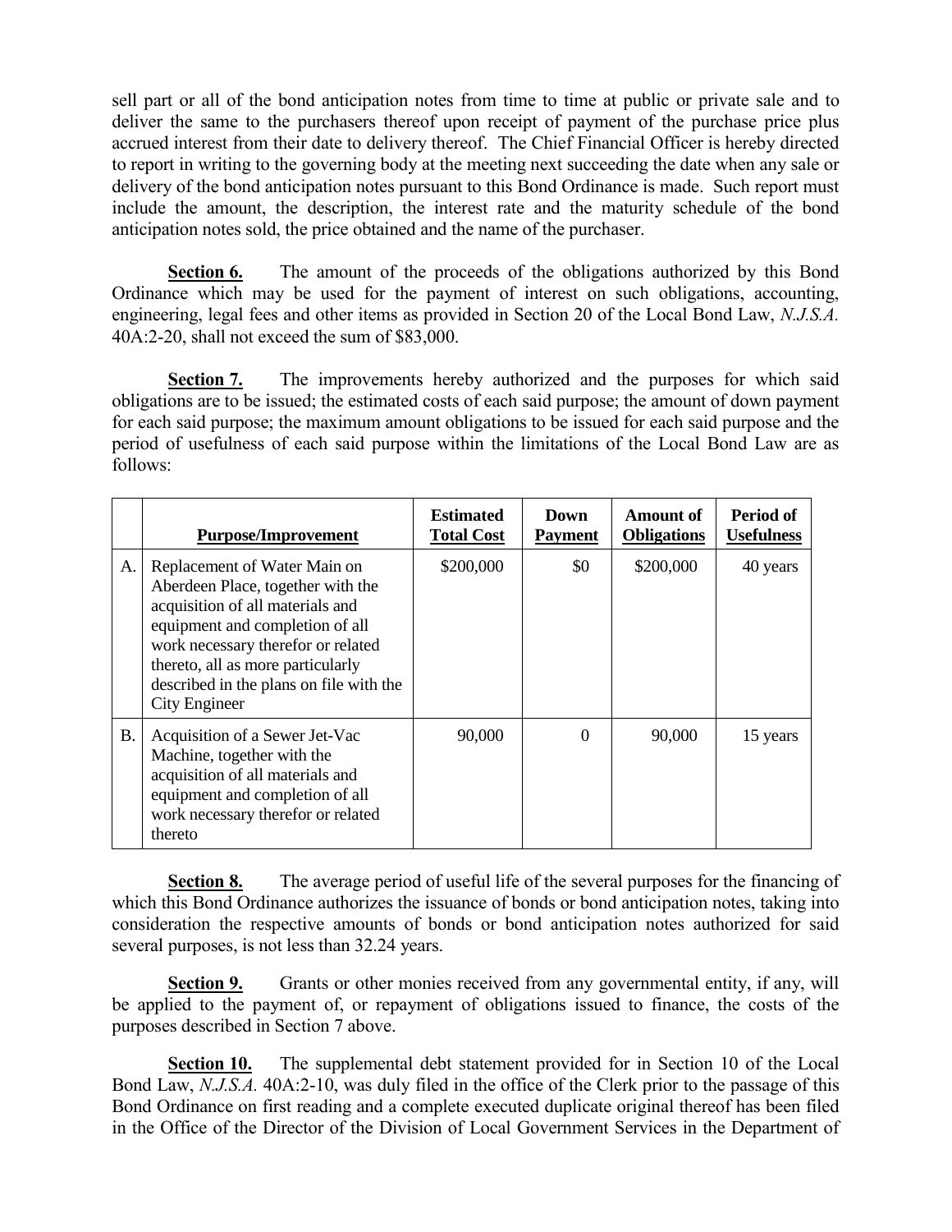sell part or all of the bond anticipation notes from time to time at public or private sale and to deliver the same to the purchasers thereof upon receipt of payment of the purchase price plus accrued interest from their date to delivery thereof. The Chief Financial Officer is hereby directed to report in writing to the governing body at the meeting next succeeding the date when any sale or delivery of the bond anticipation notes pursuant to this Bond Ordinance is made. Such report must include the amount, the description, the interest rate and the maturity schedule of the bond anticipation notes sold, the price obtained and the name of the purchaser.

**Section 6.** The amount of the proceeds of the obligations authorized by this Bond Ordinance which may be used for the payment of interest on such obligations, accounting, engineering, legal fees and other items as provided in Section 20 of the Local Bond Law, *N.J.S.A.* 40A:2-20, shall not exceed the sum of $83,000.

**Section 7.** The improvements hereby authorized and the purposes for which said obligations are to be issued; the estimated costs of each said purpose; the amount of down payment for each said purpose; the maximum amount obligations to be issued for each said purpose and the period of usefulness of each said purpose within the limitations of the Local Bond Law are as follows:

| | Purpose/Improvement | Estimated Total Cost | Down Payment | Amount of Obligations | Period of Usefulness |
|---|---|---|---|---|---|
| A. | Replacement of Water Main on Aberdeen Place, together with the acquisition of all materials and equipment and completion of all work necessary therefor or related thereto, all as more particularly described in the plans on file with the City Engineer | $200,000 | $0 | $200,000 | 40 years |
| B. | Acquisition of a Sewer Jet-Vac Machine, together with the acquisition of all materials and equipment and completion of all work necessary therefor or related thereto | 90,000 | 0 | 90,000 | 15 years |

**Section 8.** The average period of useful life of the several purposes for the financing of which this Bond Ordinance authorizes the issuance of bonds or bond anticipation notes, taking into consideration the respective amounts of bonds or bond anticipation notes authorized for said several purposes, is not less than 32.24 years.

**Section 9.** Grants or other monies received from any governmental entity, if any, will be applied to the payment of, or repayment of obligations issued to finance, the costs of the purposes described in Section 7 above.

**Section 10.** The supplemental debt statement provided for in Section 10 of the Local Bond Law, *N.J.S.A.* 40A:2-10, was duly filed in the office of the Clerk prior to the passage of this Bond Ordinance on first reading and a complete executed duplicate original thereof has been filed in the Office of the Director of the Division of Local Government Services in the Department of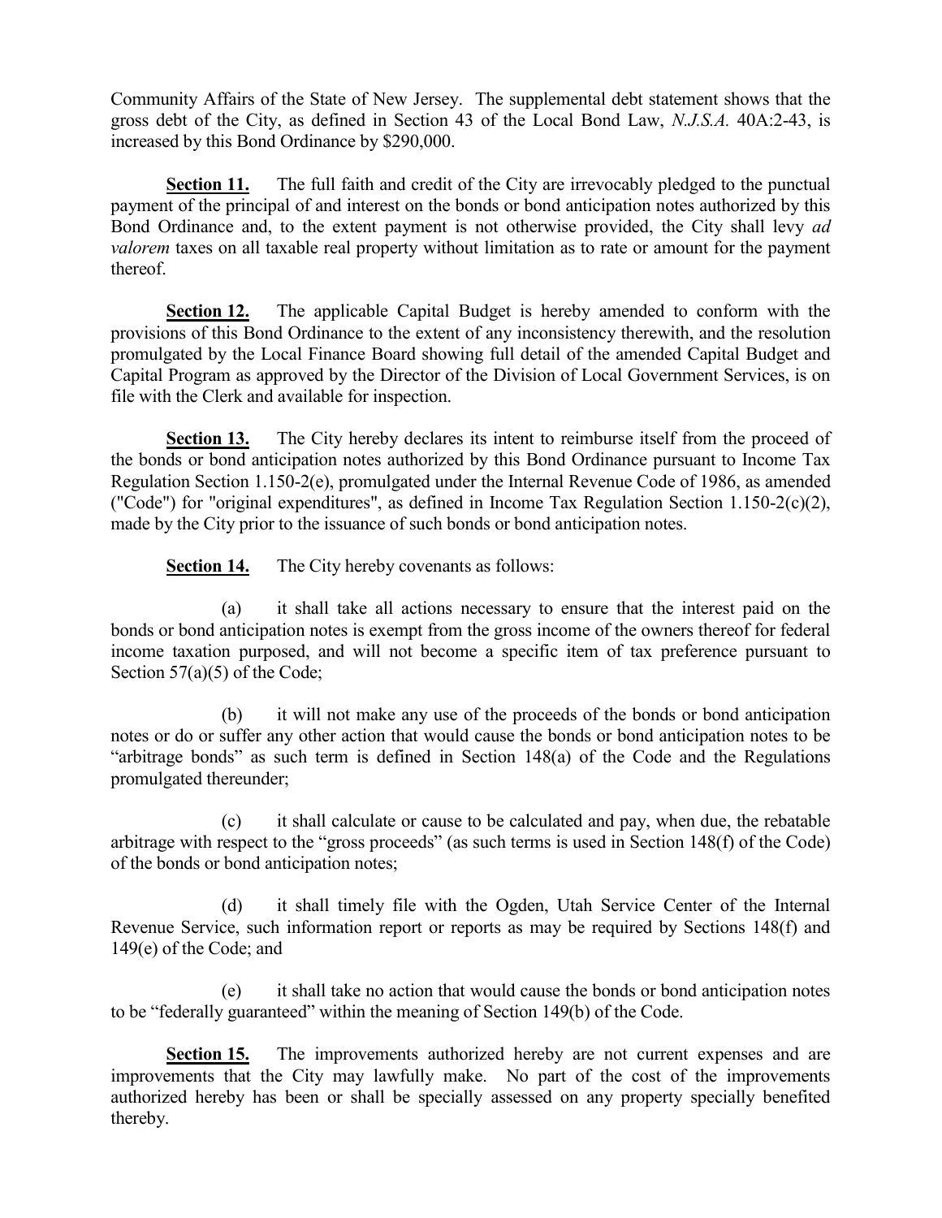Community Affairs of the State of New Jersey. The supplemental debt statement shows that the gross debt of the City, as defined in Section 43 of the Local Bond Law, *N.J.S.A.* 40A:2-43, is increased by this Bond Ordinance by $290,000.

**Section 11.** The full faith and credit of the City are irrevocably pledged to the punctual payment of the principal of and interest on the bonds or bond anticipation notes authorized by this Bond Ordinance and, to the extent payment is not otherwise provided, the City shall levy *ad valorem* taxes on all taxable real property without limitation as to rate or amount for the payment thereof.

**Section 12.** The applicable Capital Budget is hereby amended to conform with the provisions of this Bond Ordinance to the extent of any inconsistency therewith, and the resolution promulgated by the Local Finance Board showing full detail of the amended Capital Budget and Capital Program as approved by the Director of the Division of Local Government Services, is on file with the Clerk and available for inspection.

**Section 13.** The City hereby declares its intent to reimburse itself from the proceed of the bonds or bond anticipation notes authorized by this Bond Ordinance pursuant to Income Tax Regulation Section 1.150-2(e), promulgated under the Internal Revenue Code of 1986, as amended ("Code") for "original expenditures", as defined in Income Tax Regulation Section 1.150-2(c)(2), made by the City prior to the issuance of such bonds or bond anticipation notes.

**Section 14.** The City hereby covenants as follows:

(a) it shall take all actions necessary to ensure that the interest paid on the bonds or bond anticipation notes is exempt from the gross income of the owners thereof for federal income taxation purposed, and will not become a specific item of tax preference pursuant to Section 57(a)(5) of the Code;

(b) it will not make any use of the proceeds of the bonds or bond anticipation notes or do or suffer any other action that would cause the bonds or bond anticipation notes to be "arbitrage bonds" as such term is defined in Section 148(a) of the Code and the Regulations promulgated thereunder;

(c) it shall calculate or cause to be calculated and pay, when due, the rebatable arbitrage with respect to the "gross proceeds" (as such terms is used in Section 148(f) of the Code) of the bonds or bond anticipation notes;

(d) it shall timely file with the Ogden, Utah Service Center of the Internal Revenue Service, such information report or reports as may be required by Sections 148(f) and 149(e) of the Code; and

(e) it shall take no action that would cause the bonds or bond anticipation notes to be "federally guaranteed" within the meaning of Section 149(b) of the Code.

**Section 15.** The improvements authorized hereby are not current expenses and are improvements that the City may lawfully make. No part of the cost of the improvements authorized hereby has been or shall be specially assessed on any property specially benefited thereby.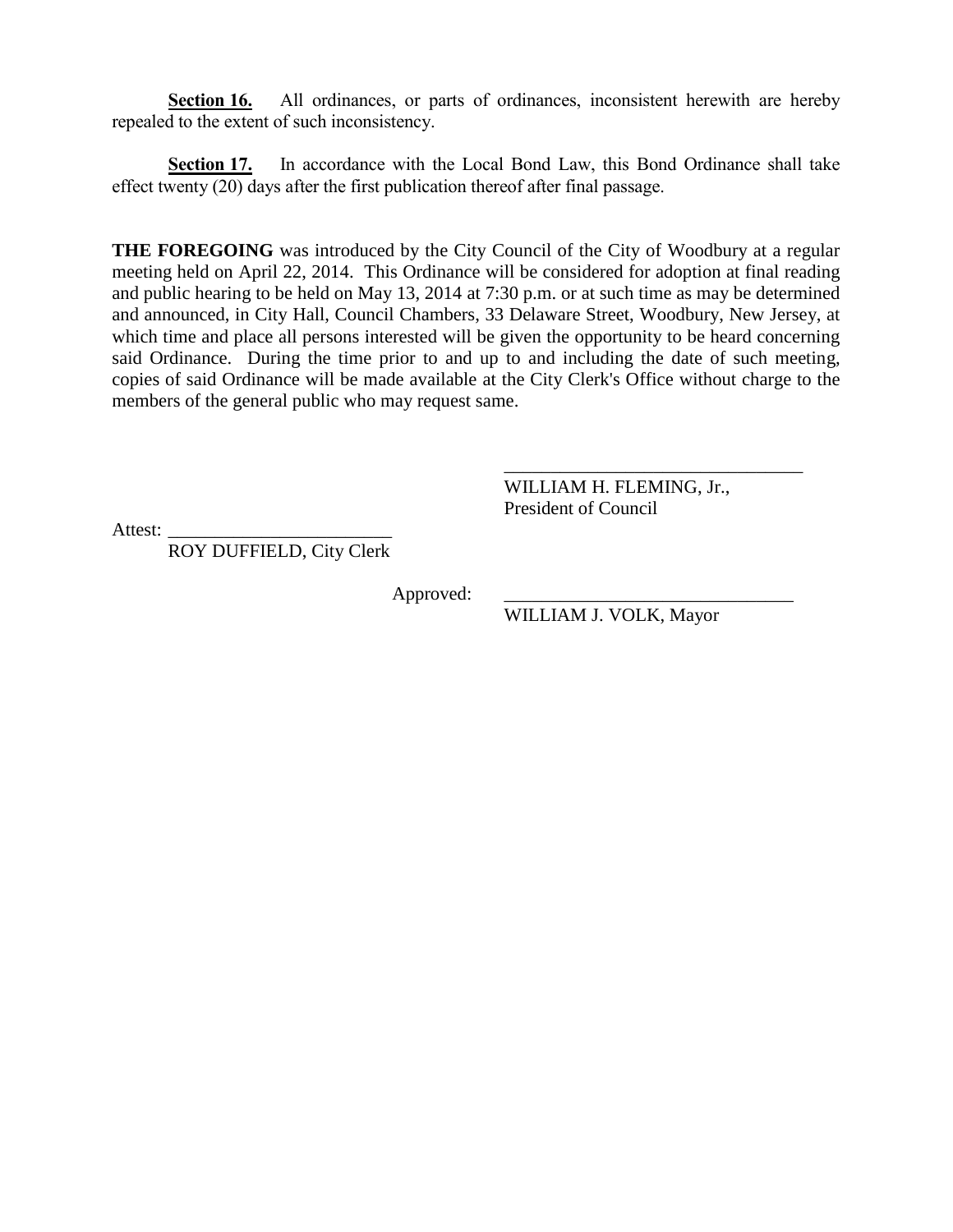**Section 16.** All ordinances, or parts of ordinances, inconsistent herewith are hereby repealed to the extent of such inconsistency.

**Section 17.** In accordance with the Local Bond Law, this Bond Ordinance shall take effect twenty (20) days after the first publication thereof after final passage.

**THE FOREGOING** was introduced by the City Council of the City of Woodbury at a regular meeting held on April 22, 2014. This Ordinance will be considered for adoption at final reading and public hearing to be held on May 13, 2014 at 7:30 p.m. or at such time as may be determined and announced, in City Hall, Council Chambers, 33 Delaware Street, Woodbury, New Jersey, at which time and place all persons interested will be given the opportunity to be heard concerning said Ordinance. During the time prior to and up to and including the date of such meeting, copies of said Ordinance will be made available at the City Clerk's Office without charge to the members of the general public who may request same.

\_\_\_\_\_\_\_\_\_\_\_\_\_\_\_\_\_\_\_\_\_\_\_\_\_\_\_\_\_\_\_\_
WILLIAM H. FLEMING, Jr.,
President of Council

Attest: \_\_\_\_\_\_\_\_\_\_\_\_\_\_\_\_\_\_\_\_\_\_\_\_
ROY DUFFIELD, City Clerk

Approved: \_\_\_\_\_\_\_\_\_\_\_\_\_\_\_\_\_\_\_\_\_\_\_\_\_\_\_\_\_\_\_
WILLIAM J. VOLK, Mayor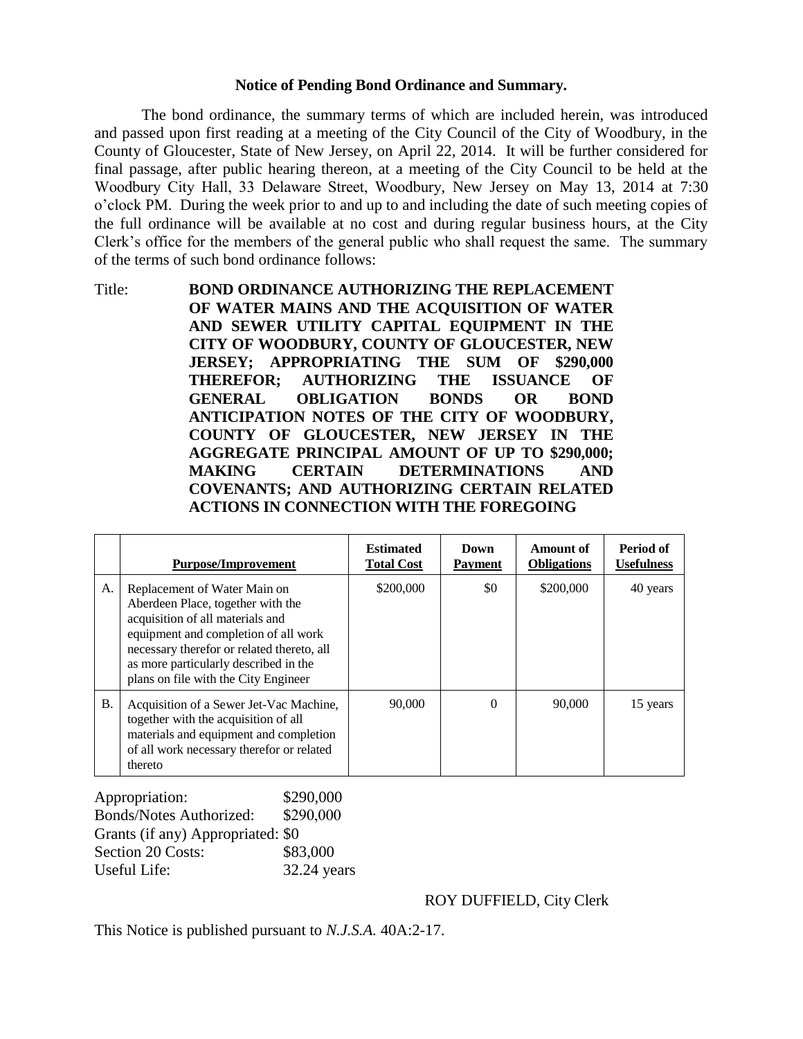**Notice of Pending Bond Ordinance and Summary.**

The bond ordinance, the summary terms of which are included herein, was introduced and passed upon first reading at a meeting of the City Council of the City of Woodbury, in the County of Gloucester, State of New Jersey, on April 22, 2014. It will be further considered for final passage, after public hearing thereon, at a meeting of the City Council to be held at the Woodbury City Hall, 33 Delaware Street, Woodbury, New Jersey on May 13, 2014 at 7:30 o'clock PM. During the week prior to and up to and including the date of such meeting copies of the full ordinance will be available at no cost and during regular business hours, at the City Clerk's office for the members of the general public who shall request the same. The summary of the terms of such bond ordinance follows:

Title: **BOND ORDINANCE AUTHORIZING THE REPLACEMENT OF WATER MAINS AND THE ACQUISITION OF WATER AND SEWER UTILITY CAPITAL EQUIPMENT IN THE CITY OF WOODBURY, COUNTY OF GLOUCESTER, NEW JERSEY; APPROPRIATING THE SUM OF $290,000 THEREFOR; AUTHORIZING THE ISSUANCE OF GENERAL OBLIGATION BONDS OR BOND ANTICIPATION NOTES OF THE CITY OF WOODBURY, COUNTY OF GLOUCESTER, NEW JERSEY IN THE AGGREGATE PRINCIPAL AMOUNT OF UP TO $290,000; MAKING CERTAIN DETERMINATIONS AND COVENANTS; AND AUTHORIZING CERTAIN RELATED ACTIONS IN CONNECTION WITH THE FOREGOING**

| | Purpose/Improvement | Estimated Total Cost | Down Payment | Amount of Obligations | Period of Usefulness |
|---|---|---|---|---|---|
| A. | Replacement of Water Main on Aberdeen Place, together with the acquisition of all materials and equipment and completion of all work necessary therefor or related thereto, all as more particularly described in the plans on file with the City Engineer | $200,000 | $0 | $200,000 | 40 years |
| B. | Acquisition of a Sewer Jet-Vac Machine, together with the acquisition of all materials and equipment and completion of all work necessary therefor or related thereto | 90,000 | 0 | 90,000 | 15 years |

Appropriation: $290,000
Bonds/Notes Authorized: $290,000
Grants (if any) Appropriated: $0
Section 20 Costs: $83,000
Useful Life: 32.24 years

ROY DUFFIELD, City Clerk

This Notice is published pursuant to *N.J.S.A.* 40A:2-17.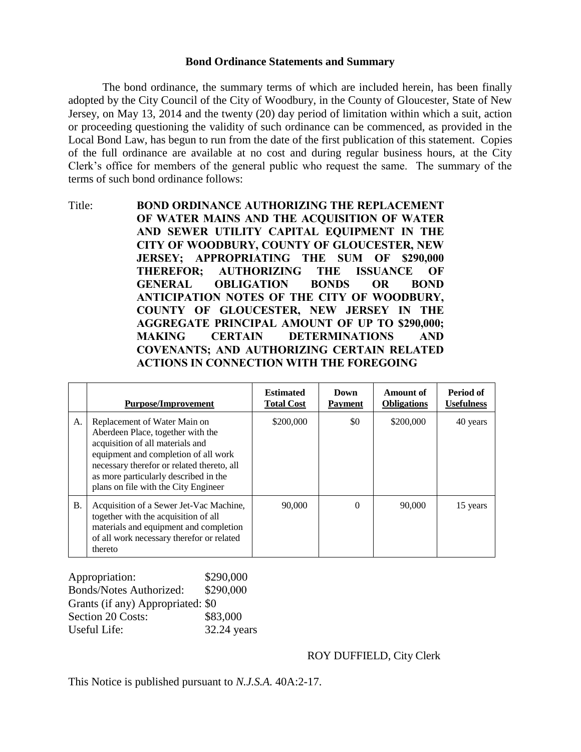## Bond Ordinance Statements and Summary

The bond ordinance, the summary terms of which are included herein, has been finally adopted by the City Council of the City of Woodbury, in the County of Gloucester, State of New Jersey, on May 13, 2014 and the twenty (20) day period of limitation within which a suit, action or proceeding questioning the validity of such ordinance can be commenced, as provided in the Local Bond Law, has begun to run from the date of the first publication of this statement. Copies of the full ordinance are available at no cost and during regular business hours, at the City Clerk's office for members of the general public who request the same. The summary of the terms of such bond ordinance follows:

Title: **BOND ORDINANCE AUTHORIZING THE REPLACEMENT OF WATER MAINS AND THE ACQUISITION OF WATER AND SEWER UTILITY CAPITAL EQUIPMENT IN THE CITY OF WOODBURY, COUNTY OF GLOUCESTER, NEW JERSEY; APPROPRIATING THE SUM OF $290,000 THEREFOR; AUTHORIZING THE ISSUANCE OF GENERAL OBLIGATION BONDS OR BOND ANTICIPATION NOTES OF THE CITY OF WOODBURY, COUNTY OF GLOUCESTER, NEW JERSEY IN THE AGGREGATE PRINCIPAL AMOUNT OF UP TO $290,000; MAKING CERTAIN DETERMINATIONS AND COVENANTS; AND AUTHORIZING CERTAIN RELATED ACTIONS IN CONNECTION WITH THE FOREGOING**

| | Purpose/Improvement | Estimated Total Cost | Down Payment | Amount of Obligations | Period of Usefulness |
|---|---|---|---|---|---|
| A. | Replacement of Water Main on Aberdeen Place, together with the acquisition of all materials and equipment and completion of all work necessary therefor or related thereto, all as more particularly described in the plans on file with the City Engineer | $200,000 | $0 | $200,000 | 40 years |
| B. | Acquisition of a Sewer Jet-Vac Machine, together with the acquisition of all materials and equipment and completion of all work necessary therefor or related thereto | 90,000 | 0 | 90,000 | 15 years |

Appropriation: $290,000
Bonds/Notes Authorized: $290,000
Grants (if any) Appropriated: $0
Section 20 Costs: $83,000
Useful Life: 32.24 years

ROY DUFFIELD, City Clerk

This Notice is published pursuant to *N.J.S.A.* 40A:2-17.